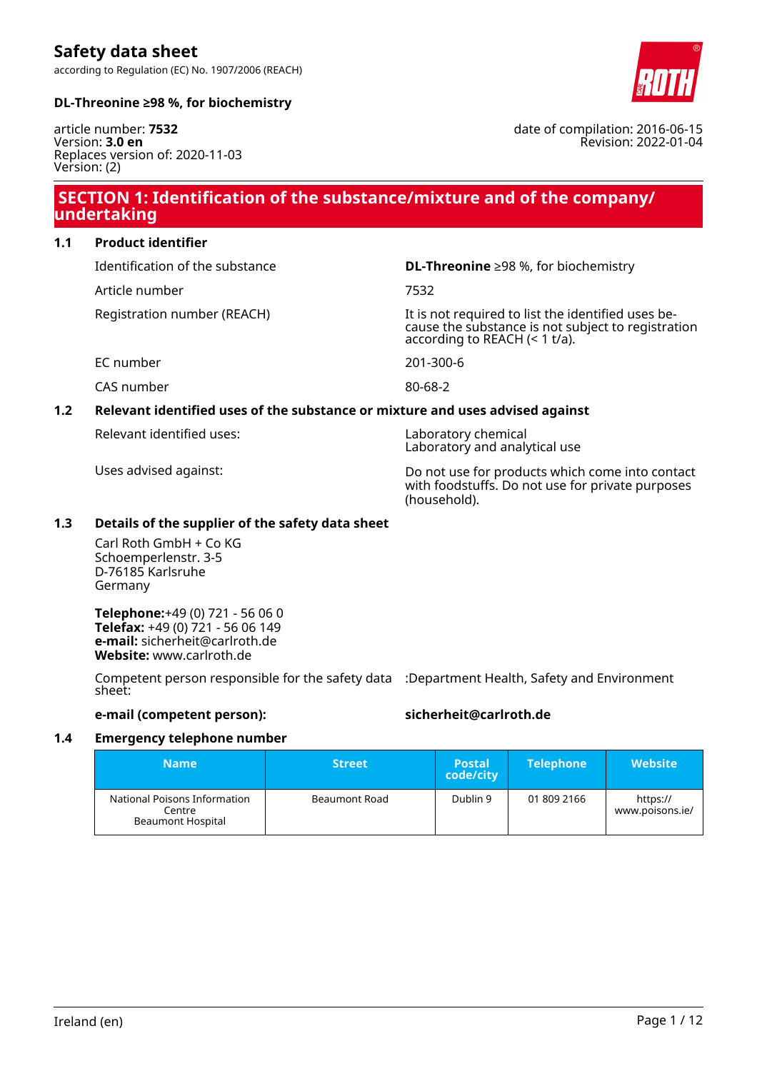# Safety data sheet

according to Regulation (EC) No. 1907/2006 (REACH)

**DL-Threonine ≥98 %, for biochemistry**

article number: **7532**
Version: **3.0 en**
Replaces version of: 2020-11-03
Version: (2)

date of compilation: 2016-06-15
Revision: 2022-01-04

## SECTION 1: Identification of the substance/mixture and of the company/undertaking

### 1.1 Product identifier

| | |
|---|---|
| Identification of the substance | **DL-Threonine** ≥98 %, for biochemistry |
| Article number | 7532 |
| Registration number (REACH) | It is not required to list the identified uses because the substance is not subject to registration according to REACH (< 1 t/a). |
| EC number | 201-300-6 |
| CAS number | 80-68-2 |

### 1.2 Relevant identified uses of the substance or mixture and uses advised against

| | |
|---|---|
| Relevant identified uses: | Laboratory chemical<br>Laboratory and analytical use |
| Uses advised against: | Do not use for products which come into contact with foodstuffs. Do not use for private purposes (household). |

### 1.3 Details of the supplier of the safety data sheet

Carl Roth GmbH + Co KG
Schoemperlenstr. 3-5
D-76185 Karlsruhe
Germany

**Telephone:**+49 (0) 721 - 56 06 0
**Telefax:** +49 (0) 721 - 56 06 149
**e-mail:** sicherheit@carlroth.de
**Website:** www.carlroth.de

Competent person responsible for the safety data sheet: :Department Health, Safety and Environment

**e-mail (competent person):** **sicherheit@carlroth.de**

### 1.4 Emergency telephone number

| Name | Street | Postal code/city | Telephone | Website |
|---|---|---|---|---|
| National Poisons Information Centre<br>Beaumont Hospital | Beaumont Road | Dublin 9 | 01 809 2166 | https://www.poisons.ie/ |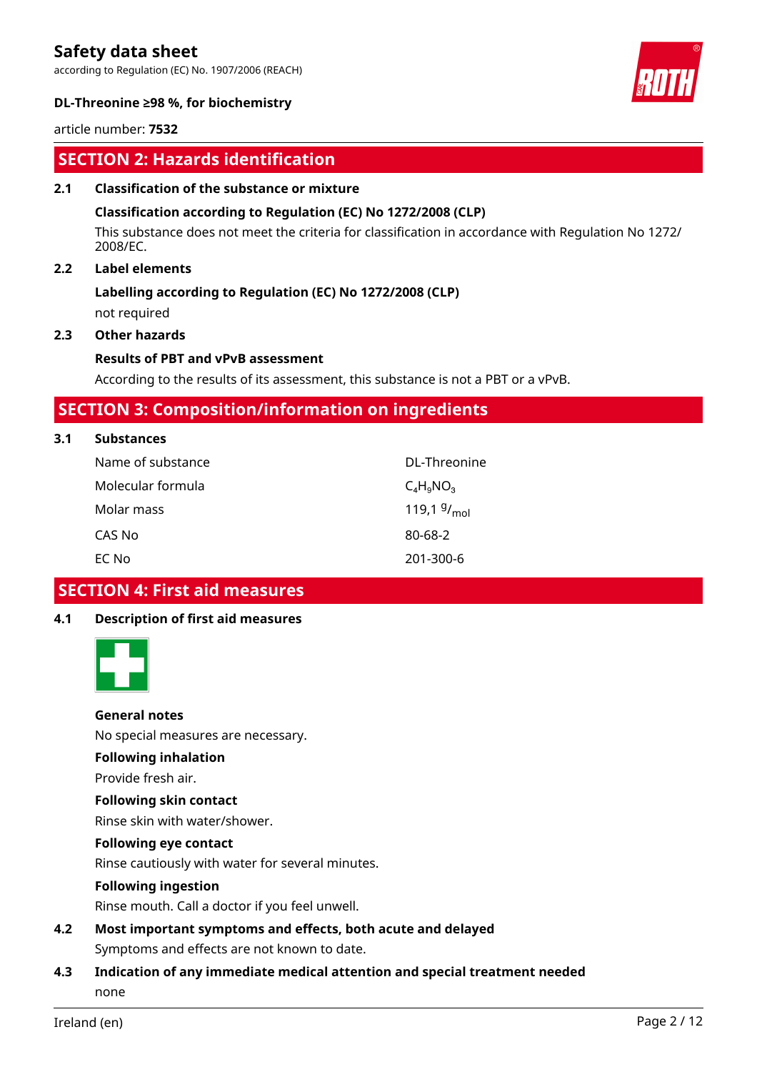## SECTION 2: Hazards identification

### 2.1 Classification of the substance or mixture

**Classification according to Regulation (EC) No 1272/2008 (CLP)**

This substance does not meet the criteria for classification in accordance with Regulation No 1272/2008/EC.

### 2.2 Label elements

**Labelling according to Regulation (EC) No 1272/2008 (CLP)**

not required

### 2.3 Other hazards

**Results of PBT and vPvB assessment**

According to the results of its assessment, this substance is not a PBT or a vPvB.

## SECTION 3: Composition/information on ingredients

### 3.1 Substances

| | |
|---|---|
| Name of substance | DL-Threonine |
| Molecular formula | $C_4H_9NO_3$ |
| Molar mass | 119,1 $^{g}/_{mol}$ |
| CAS No | 80-68-2 |
| EC No | 201-300-6 |

## SECTION 4: First aid measures

### 4.1 Description of first aid measures

**General notes**

No special measures are necessary.

**Following inhalation**

Provide fresh air.

**Following skin contact**

Rinse skin with water/shower.

**Following eye contact**

Rinse cautiously with water for several minutes.

**Following ingestion**

Rinse mouth. Call a doctor if you feel unwell.

### 4.2 Most important symptoms and effects, both acute and delayed

Symptoms and effects are not known to date.

### 4.3 Indication of any immediate medical attention and special treatment needed

none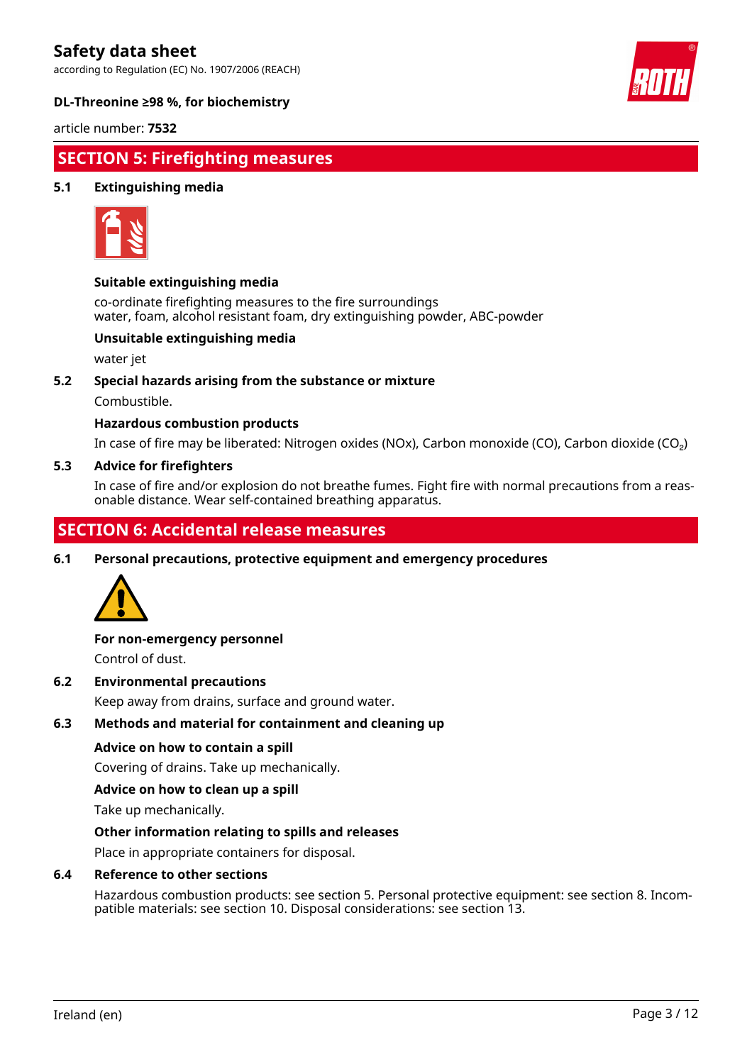## SECTION 5: Firefighting measures

### 5.1 Extinguishing media

**Suitable extinguishing media**

co-ordinate firefighting measures to the fire surroundings
water, foam, alcohol resistant foam, dry extinguishing powder, ABC-powder

**Unsuitable extinguishing media**

water jet

### 5.2 Special hazards arising from the substance or mixture

Combustible.

**Hazardous combustion products**

In case of fire may be liberated: Nitrogen oxides (NOx), Carbon monoxide (CO), Carbon dioxide ($CO_2$)

### 5.3 Advice for firefighters

In case of fire and/or explosion do not breathe fumes. Fight fire with normal precautions from a reasonable distance. Wear self-contained breathing apparatus.

## SECTION 6: Accidental release measures

### 6.1 Personal precautions, protective equipment and emergency procedures

**For non-emergency personnel**

Control of dust.

### 6.2 Environmental precautions

Keep away from drains, surface and ground water.

### 6.3 Methods and material for containment and cleaning up

**Advice on how to contain a spill**

Covering of drains. Take up mechanically.

**Advice on how to clean up a spill**

Take up mechanically.

**Other information relating to spills and releases**

Place in appropriate containers for disposal.

### 6.4 Reference to other sections

Hazardous combustion products: see section 5. Personal protective equipment: see section 8. Incompatible materials: see section 10. Disposal considerations: see section 13.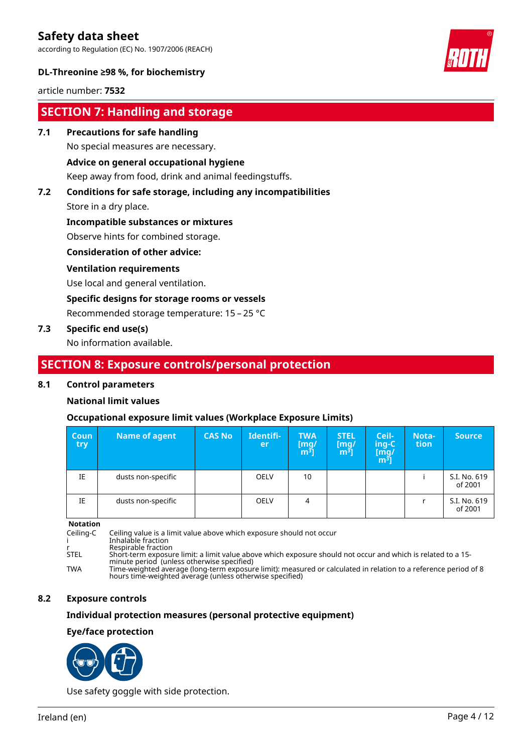## SECTION 7: Handling and storage

### 7.1 Precautions for safe handling

No special measures are necessary.

**Advice on general occupational hygiene**

Keep away from food, drink and animal feedingstuffs.

### 7.2 Conditions for safe storage, including any incompatibilities

Store in a dry place.

**Incompatible substances or mixtures**

Observe hints for combined storage.

**Consideration of other advice:**

**Ventilation requirements**

Use local and general ventilation.

**Specific designs for storage rooms or vessels**

Recommended storage temperature: 15 – 25 °C

### 7.3 Specific end use(s)

No information available.

## SECTION 8: Exposure controls/personal protection

### 8.1 Control parameters

**National limit values**

**Occupational exposure limit values (Workplace Exposure Limits)**

| Country | Name of agent | CAS No | Identifier | TWA [mg/m³] | STEL [mg/m³] | Ceiling-C [mg/m³] | Notation | Source |
|---|---|---|---|---|---|---|---|---|
| IE | dusts non-specific | | OELV | 10 | | | i | S.I. No. 619 of 2001 |
| IE | dusts non-specific | | OELV | 4 | | | r | S.I. No. 619 of 2001 |

**Notation**

- Ceiling-C — Ceiling value is a limit value above which exposure should not occur
- i — Inhalable fraction
- r — Respirable fraction
- STEL — Short-term exposure limit: a limit value above which exposure should not occur and which is related to a 15-minute period (unless otherwise specified)
- TWA — Time-weighted average (long-term exposure limit): measured or calculated in relation to a reference period of 8 hours time-weighted average (unless otherwise specified)

### 8.2 Exposure controls

**Individual protection measures (personal protective equipment)**

**Eye/face protection**

Use safety goggle with side protection.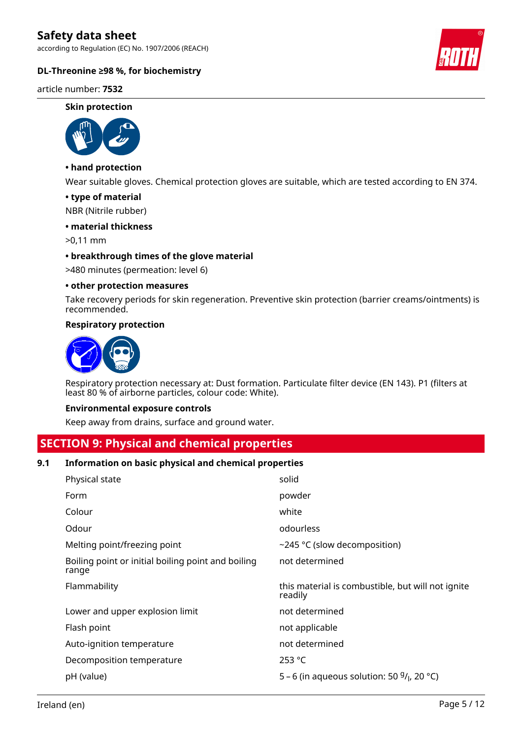### Skin protection

**• hand protection**

Wear suitable gloves. Chemical protection gloves are suitable, which are tested according to EN 374.

**• type of material**

NBR (Nitrile rubber)

**• material thickness**

>0,11 mm

**• breakthrough times of the glove material**

>480 minutes (permeation: level 6)

**• other protection measures**

Take recovery periods for skin regeneration. Preventive skin protection (barrier creams/ointments) is recommended.

### Respiratory protection

Respiratory protection necessary at: Dust formation. Particulate filter device (EN 143). P1 (filters at least 80 % of airborne particles, colour code: White).

### Environmental exposure controls

Keep away from drains, surface and ground water.

## SECTION 9: Physical and chemical properties

### 9.1 Information on basic physical and chemical properties

| | |
|---|---|
| Physical state | solid |
| Form | powder |
| Colour | white |
| Odour | odourless |
| Melting point/freezing point | ~245 °C (slow decomposition) |
| Boiling point or initial boiling point and boiling range | not determined |
| Flammability | this material is combustible, but will not ignite readily |
| Lower and upper explosion limit | not determined |
| Flash point | not applicable |
| Auto-ignition temperature | not determined |
| Decomposition temperature | 253 °C |
| pH (value) | 5 – 6 (in aqueous solution: 50 $^{g}/_{l}$, 20 °C) |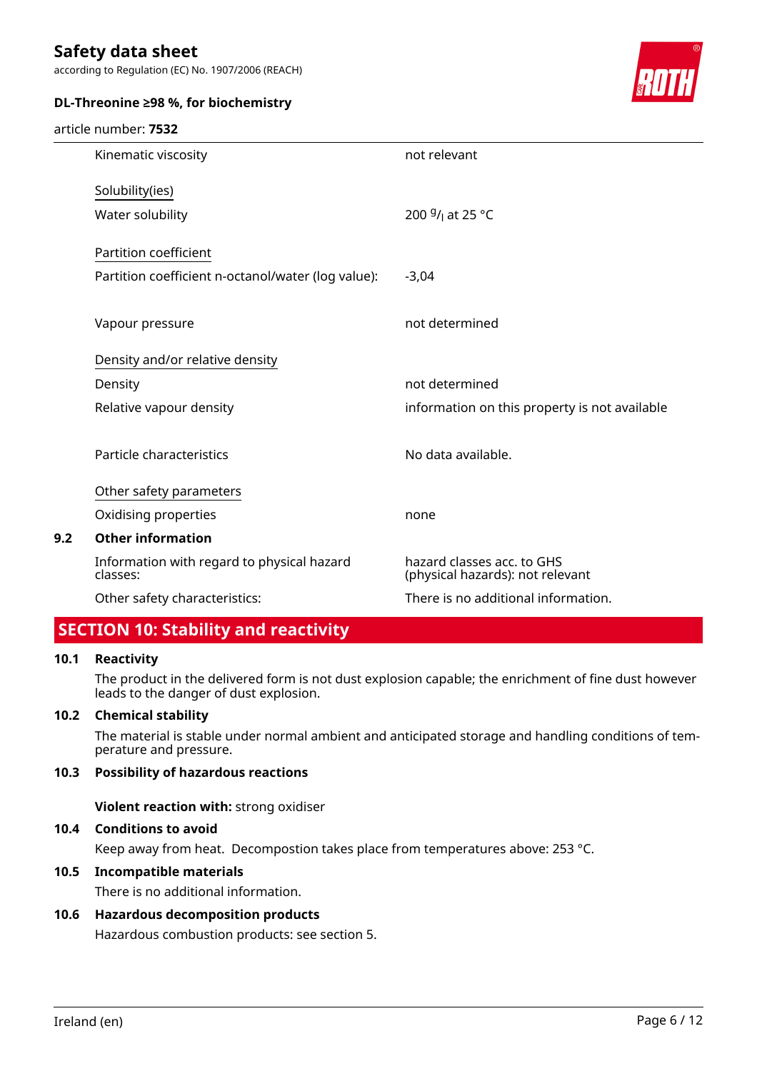| | |
|---|---|
| Kinematic viscosity | not relevant |
| Solubility(ies) | |
| Water solubility | 200 $^{g}/_{l}$ at 25 °C |
| Partition coefficient | |
| Partition coefficient n-octanol/water (log value): | -3,04 |
| Vapour pressure | not determined |
| Density and/or relative density | |
| Density | not determined |
| Relative vapour density | information on this property is not available |
| Particle characteristics | No data available. |
| Other safety parameters | |
| Oxidising properties | none |

### 9.2 Other information

| | |
|---|---|
| Information with regard to physical hazard classes: | hazard classes acc. to GHS (physical hazards): not relevant |
| Other safety characteristics: | There is no additional information. |

## SECTION 10: Stability and reactivity

### 10.1 Reactivity

The product in the delivered form is not dust explosion capable; the enrichment of fine dust however leads to the danger of dust explosion.

### 10.2 Chemical stability

The material is stable under normal ambient and anticipated storage and handling conditions of temperature and pressure.

### 10.3 Possibility of hazardous reactions

**Violent reaction with:** strong oxidiser

### 10.4 Conditions to avoid

Keep away from heat. Decompostion takes place from temperatures above: 253 °C.

### 10.5 Incompatible materials

There is no additional information.

### 10.6 Hazardous decomposition products

Hazardous combustion products: see section 5.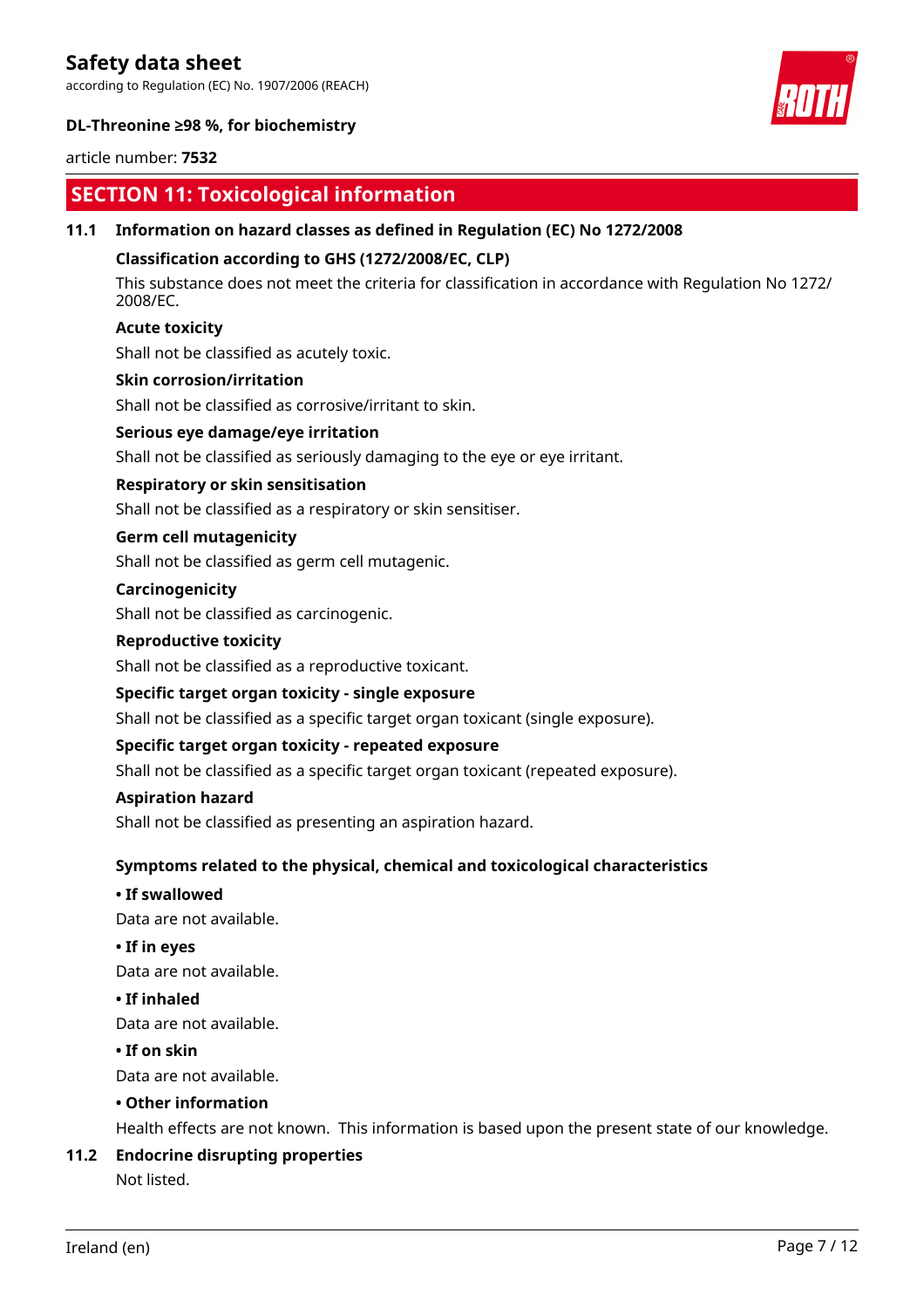## SECTION 11: Toxicological information

### 11.1 Information on hazard classes as defined in Regulation (EC) No 1272/2008

**Classification according to GHS (1272/2008/EC, CLP)**

This substance does not meet the criteria for classification in accordance with Regulation No 1272/2008/EC.

**Acute toxicity**

Shall not be classified as acutely toxic.

**Skin corrosion/irritation**

Shall not be classified as corrosive/irritant to skin.

**Serious eye damage/eye irritation**

Shall not be classified as seriously damaging to the eye or eye irritant.

**Respiratory or skin sensitisation**

Shall not be classified as a respiratory or skin sensitiser.

**Germ cell mutagenicity**

Shall not be classified as germ cell mutagenic.

**Carcinogenicity**

Shall not be classified as carcinogenic.

**Reproductive toxicity**

Shall not be classified as a reproductive toxicant.

**Specific target organ toxicity - single exposure**

Shall not be classified as a specific target organ toxicant (single exposure).

**Specific target organ toxicity - repeated exposure**

Shall not be classified as a specific target organ toxicant (repeated exposure).

**Aspiration hazard**

Shall not be classified as presenting an aspiration hazard.

**Symptoms related to the physical, chemical and toxicological characteristics**

**• If swallowed**

Data are not available.

**• If in eyes**

Data are not available.

**• If inhaled**

Data are not available.

**• If on skin**

Data are not available.

**• Other information**

Health effects are not known. This information is based upon the present state of our knowledge.

### 11.2 Endocrine disrupting properties

Not listed.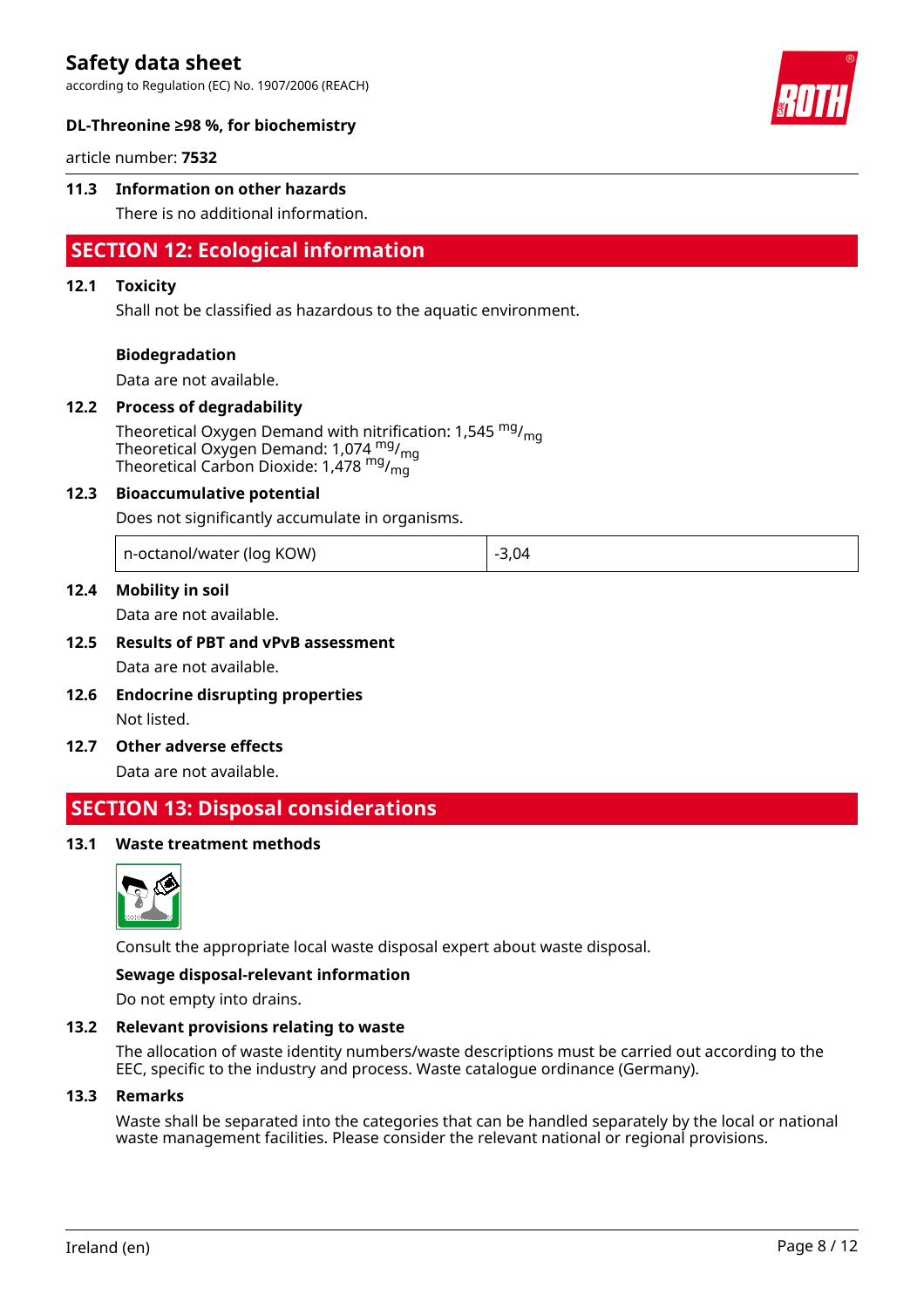### 11.3 Information on other hazards

There is no additional information.

## SECTION 12: Ecological information

### 12.1 Toxicity

Shall not be classified as hazardous to the aquatic environment.

**Biodegradation**

Data are not available.

### 12.2 Process of degradability

Theoretical Oxygen Demand with nitrification: 1,545 $^{mg}/_{mg}$
Theoretical Oxygen Demand: 1,074 $^{mg}/_{mg}$
Theoretical Carbon Dioxide: 1,478 $^{mg}/_{mg}$

### 12.3 Bioaccumulative potential

Does not significantly accumulate in organisms.

| n-octanol/water (log KOW) | -3,04 |
|---|---|

### 12.4 Mobility in soil

Data are not available.

### 12.5 Results of PBT and vPvB assessment

Data are not available.

### 12.6 Endocrine disrupting properties

Not listed.

### 12.7 Other adverse effects

Data are not available.

## SECTION 13: Disposal considerations

### 13.1 Waste treatment methods

Consult the appropriate local waste disposal expert about waste disposal.

**Sewage disposal-relevant information**

Do not empty into drains.

### 13.2 Relevant provisions relating to waste

The allocation of waste identity numbers/waste descriptions must be carried out according to the EEC, specific to the industry and process. Waste catalogue ordinance (Germany).

### 13.3 Remarks

Waste shall be separated into the categories that can be handled separately by the local or national waste management facilities. Please consider the relevant national or regional provisions.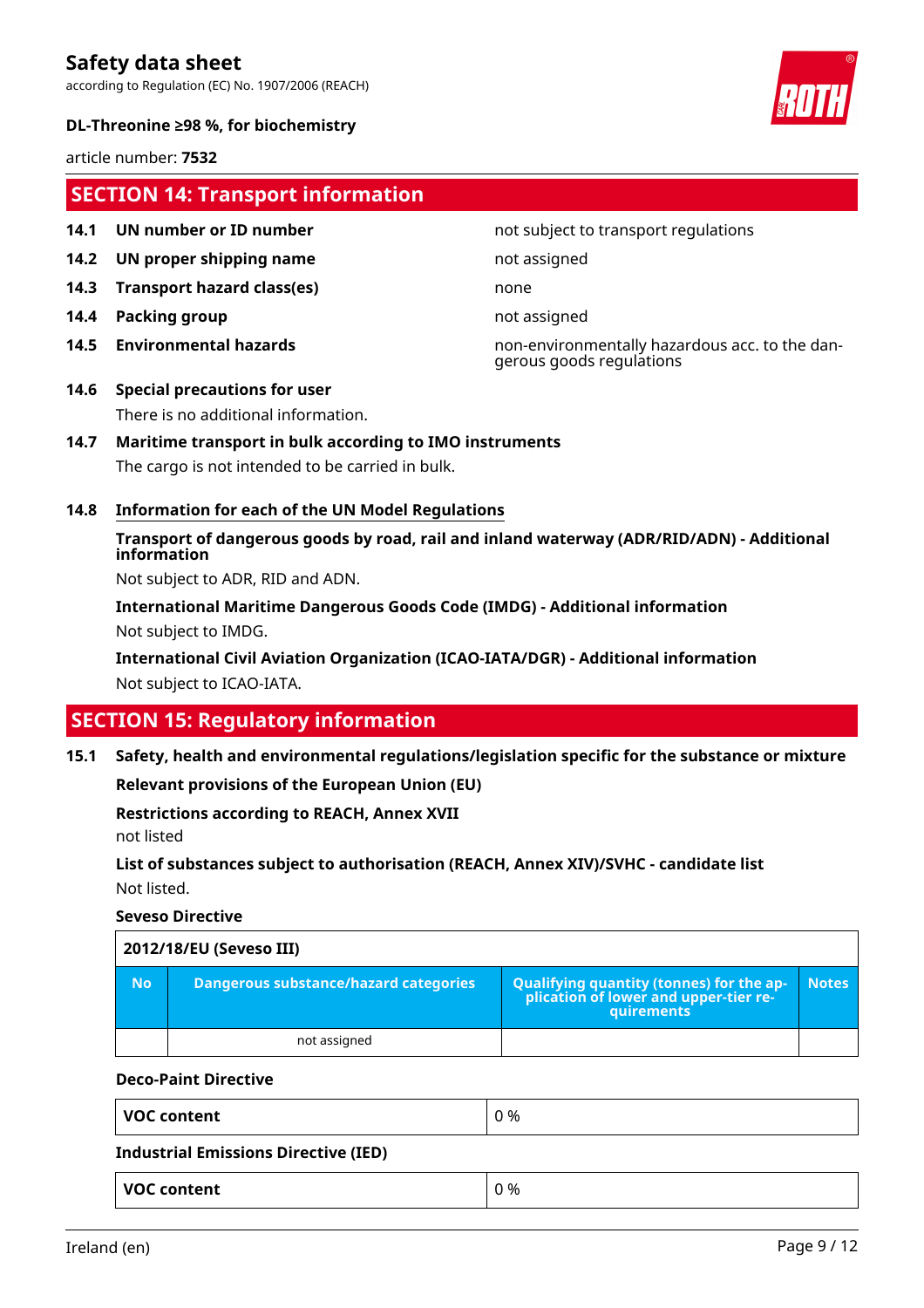## SECTION 14: Transport information

| | | |
|---|---|---|
| **14.1** | **UN number or ID number** | not subject to transport regulations |
| **14.2** | **UN proper shipping name** | not assigned |
| **14.3** | **Transport hazard class(es)** | none |
| **14.4** | **Packing group** | not assigned |
| **14.5** | **Environmental hazards** | non-environmentally hazardous acc. to the dangerous goods regulations |

**14.6 Special precautions for user**

There is no additional information.

**14.7 Maritime transport in bulk according to IMO instruments**

The cargo is not intended to be carried in bulk.

**14.8 Information for each of the UN Model Regulations**

**Transport of dangerous goods by road, rail and inland waterway (ADR/RID/ADN) - Additional information**

Not subject to ADR, RID and ADN.

**International Maritime Dangerous Goods Code (IMDG) - Additional information**

Not subject to IMDG.

**International Civil Aviation Organization (ICAO-IATA/DGR) - Additional information**

Not subject to ICAO-IATA.

## SECTION 15: Regulatory information

**15.1 Safety, health and environmental regulations/legislation specific for the substance or mixture**

**Relevant provisions of the European Union (EU)**

**Restrictions according to REACH, Annex XVII**

not listed

**List of substances subject to authorisation (REACH, Annex XIV)/SVHC - candidate list**

Not listed.

**Seveso Directive**

| 2012/18/EU (Seveso III) | | | |
|---|---|---|---|
| **No** | **Dangerous substance/hazard categories** | **Qualifying quantity (tonnes) for the application of lower and upper-tier requirements** | **Notes** |
| | not assigned | | |

**Deco-Paint Directive**

| | |
|---|---|
| **VOC content** | 0 % |

**Industrial Emissions Directive (IED)**

| | |
|---|---|
| **VOC content** | 0 % |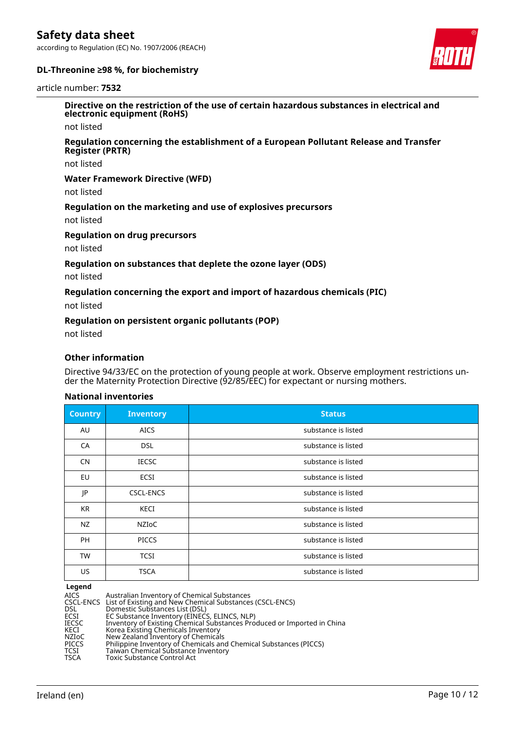#### Directive on the restriction of the use of certain hazardous substances in electrical and electronic equipment (RoHS)

not listed

#### Regulation concerning the establishment of a European Pollutant Release and Transfer Register (PRTR)

not listed

#### Water Framework Directive (WFD)

not listed

#### Regulation on the marketing and use of explosives precursors

not listed

#### Regulation on drug precursors

not listed

#### Regulation on substances that deplete the ozone layer (ODS)

not listed

#### Regulation concerning the export and import of hazardous chemicals (PIC)

not listed

#### Regulation on persistent organic pollutants (POP)

not listed

#### Other information

Directive 94/33/EC on the protection of young people at work. Observe employment restrictions under the Maternity Protection Directive (92/85/EEC) for expectant or nursing mothers.

#### National inventories

| Country | Inventory | Status |
|---|---|---|
| AU | AICS | substance is listed |
| CA | DSL | substance is listed |
| CN | IECSC | substance is listed |
| EU | ECSI | substance is listed |
| JP | CSCL-ENCS | substance is listed |
| KR | KECI | substance is listed |
| NZ | NZIoC | substance is listed |
| PH | PICCS | substance is listed |
| TW | TCSI | substance is listed |
| US | TSCA | substance is listed |

**Legend**

| | |
|---|---|
| AICS | Australian Inventory of Chemical Substances |
| CSCL-ENCS | List of Existing and New Chemical Substances (CSCL-ENCS) |
| DSL | Domestic Substances List (DSL) |
| ECSI | EC Substance Inventory (EINECS, ELINCS, NLP) |
| IECSC | Inventory of Existing Chemical Substances Produced or Imported in China |
| KECI | Korea Existing Chemicals Inventory |
| NZIoC | New Zealand Inventory of Chemicals |
| PICCS | Philippine Inventory of Chemicals and Chemical Substances (PICCS) |
| TCSI | Taiwan Chemical Substance Inventory |
| TSCA | Toxic Substance Control Act |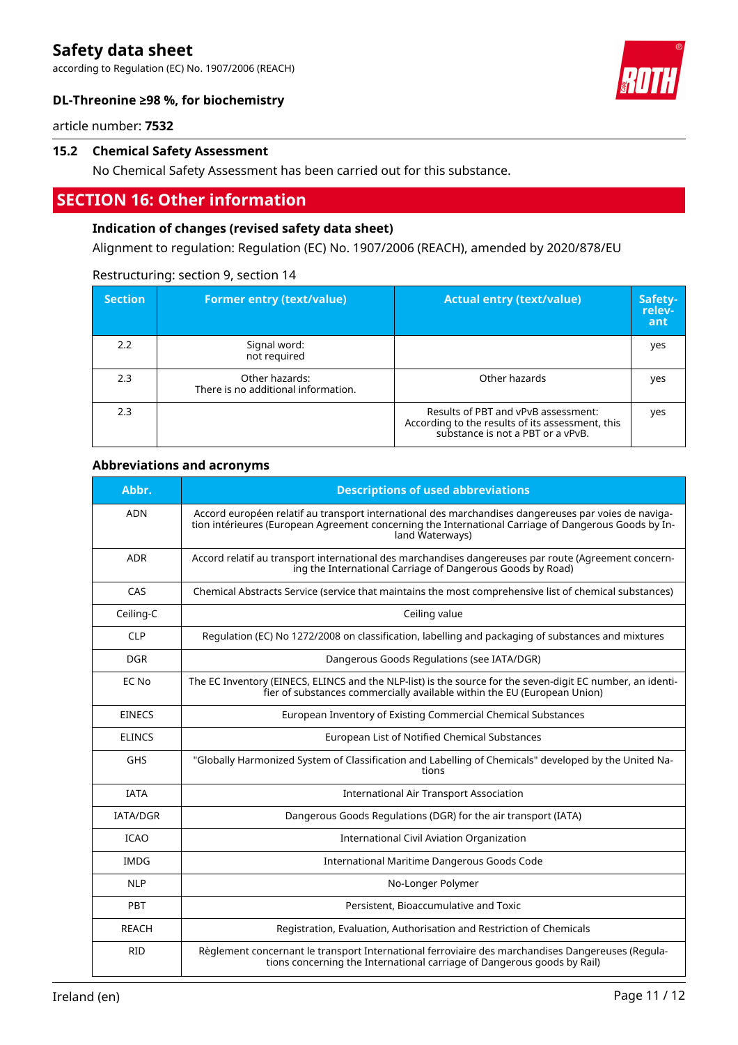### 15.2 Chemical Safety Assessment

No Chemical Safety Assessment has been carried out for this substance.

## SECTION 16: Other information

### Indication of changes (revised safety data sheet)

Alignment to regulation: Regulation (EC) No. 1907/2006 (REACH), amended by 2020/878/EU

Restructuring: section 9, section 14

| Section | Former entry (text/value) | Actual entry (text/value) | Safety-relevant |
|---|---|---|---|
| 2.2 | Signal word: not required | | yes |
| 2.3 | Other hazards: There is no additional information. | Other hazards | yes |
| 2.3 | | Results of PBT and vPvB assessment: According to the results of its assessment, this substance is not a PBT or a vPvB. | yes |

### Abbreviations and acronyms

| Abbr. | Descriptions of used abbreviations |
|---|---|
| ADN | Accord européen relatif au transport international des marchandises dangereuses par voies de navigation intérieures (European Agreement concerning the International Carriage of Dangerous Goods by Inland Waterways) |
| ADR | Accord relatif au transport international des marchandises dangereuses par route (Agreement concerning the International Carriage of Dangerous Goods by Road) |
| CAS | Chemical Abstracts Service (service that maintains the most comprehensive list of chemical substances) |
| Ceiling-C | Ceiling value |
| CLP | Regulation (EC) No 1272/2008 on classification, labelling and packaging of substances and mixtures |
| DGR | Dangerous Goods Regulations (see IATA/DGR) |
| EC No | The EC Inventory (EINECS, ELINCS and the NLP-list) is the source for the seven-digit EC number, an identifier of substances commercially available within the EU (European Union) |
| EINECS | European Inventory of Existing Commercial Chemical Substances |
| ELINCS | European List of Notified Chemical Substances |
| GHS | "Globally Harmonized System of Classification and Labelling of Chemicals" developed by the United Nations |
| IATA | International Air Transport Association |
| IATA/DGR | Dangerous Goods Regulations (DGR) for the air transport (IATA) |
| ICAO | International Civil Aviation Organization |
| IMDG | International Maritime Dangerous Goods Code |
| NLP | No-Longer Polymer |
| PBT | Persistent, Bioaccumulative and Toxic |
| REACH | Registration, Evaluation, Authorisation and Restriction of Chemicals |
| RID | Règlement concernant le transport International ferroviaire des marchandises Dangereuses (Regulations concerning the International carriage of Dangerous goods by Rail) |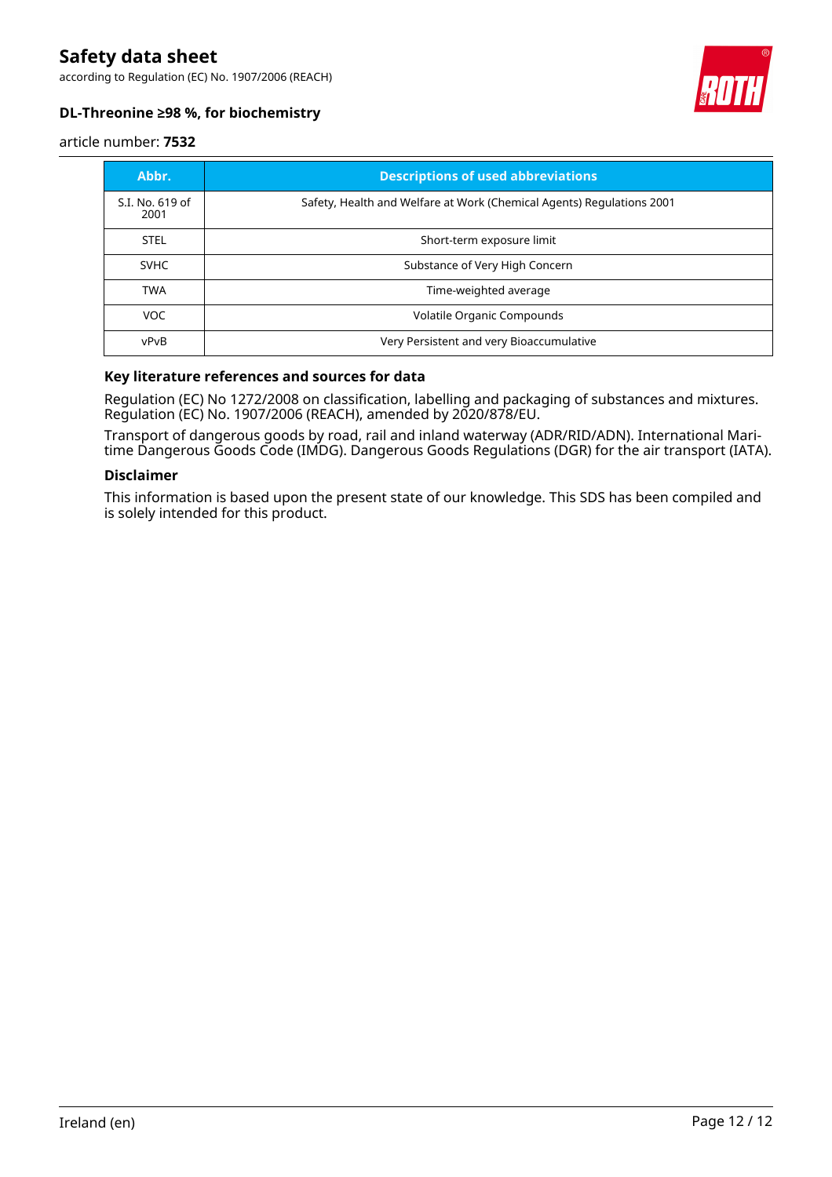| Abbr. | Descriptions of used abbreviations |
|---|---|
| S.I. No. 619 of 2001 | Safety, Health and Welfare at Work (Chemical Agents) Regulations 2001 |
| STEL | Short-term exposure limit |
| SVHC | Substance of Very High Concern |
| TWA | Time-weighted average |
| VOC | Volatile Organic Compounds |
| vPvB | Very Persistent and very Bioaccumulative |

### Key literature references and sources for data

Regulation (EC) No 1272/2008 on classification, labelling and packaging of substances and mixtures. Regulation (EC) No. 1907/2006 (REACH), amended by 2020/878/EU.

Transport of dangerous goods by road, rail and inland waterway (ADR/RID/ADN). International Maritime Dangerous Goods Code (IMDG). Dangerous Goods Regulations (DGR) for the air transport (IATA).

### Disclaimer

This information is based upon the present state of our knowledge. This SDS has been compiled and is solely intended for this product.